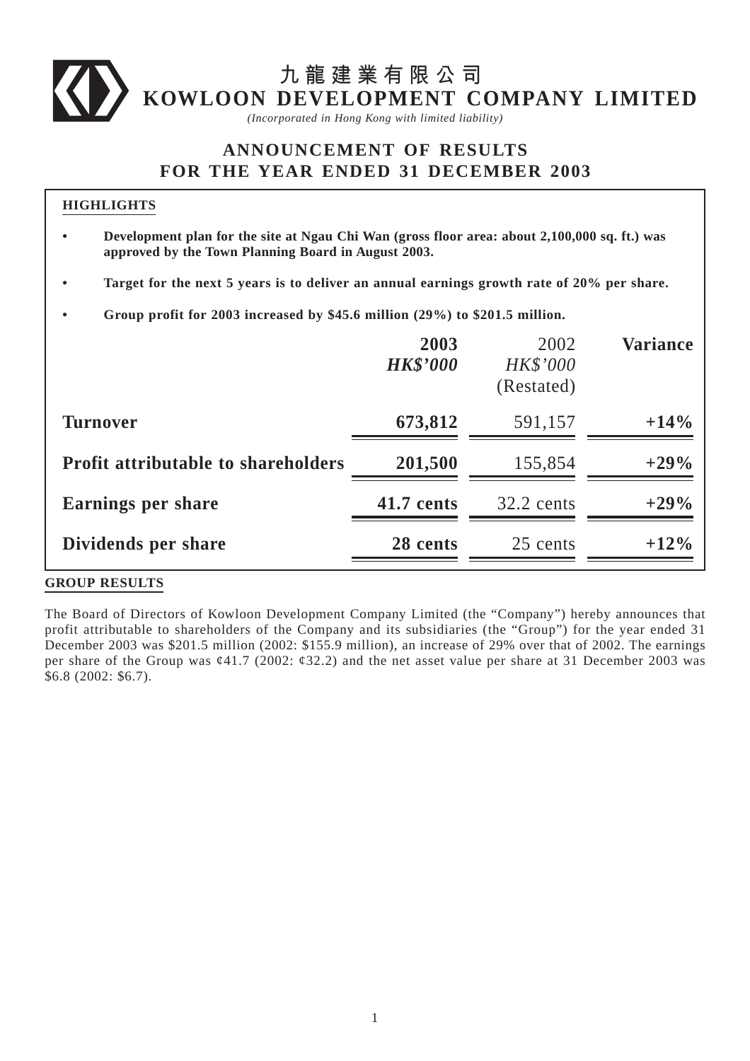# 九龍建業有限公司
# KOWLOON DEVELOPMENT COMPANY LIMITED

*(Incorporated in Hong Kong with limited liability)*

## ANNOUNCEMENT OF RESULTS FOR THE YEAR ENDED 31 DECEMBER 2003

### HIGHLIGHTS

- **Development plan for the site at Ngau Chi Wan (gross floor area: about 2,100,000 sq. ft.) was approved by the Town Planning Board in August 2003.**
- **Target for the next 5 years is to deliver an annual earnings growth rate of 20% per share.**
- **Group profit for 2003 increased by $45.6 million (29%) to $201.5 million.**

| | **2003** *HK$'000* | 2002 *HK$'000* (Restated) | **Variance** |
|---|---|---|---|
| **Turnover** | **673,812** | 591,157 | **+14%** |
| **Profit attributable to shareholders** | **201,500** | 155,854 | **+29%** |
| **Earnings per share** | **41.7 cents** | 32.2 cents | **+29%** |
| **Dividends per share** | **28 cents** | 25 cents | **+12%** |

### GROUP RESULTS

The Board of Directors of Kowloon Development Company Limited (the "Company") hereby announces that profit attributable to shareholders of the Company and its subsidiaries (the "Group") for the year ended 31 December 2003 was $201.5 million (2002: $155.9 million), an increase of 29% over that of 2002. The earnings per share of the Group was ¢41.7 (2002: ¢32.2) and the net asset value per share at 31 December 2003 was $6.8 (2002: $6.7).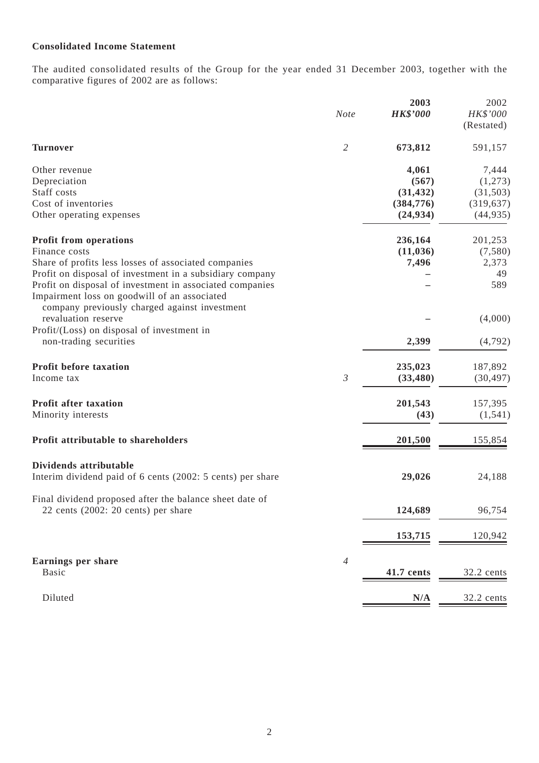**Consolidated Income Statement**

The audited consolidated results of the Group for the year ended 31 December 2003, together with the comparative figures of 2002 are as follows:

| | *Note* | **2003** <br> ***HK$'000*** | 2002 <br> *HK$'000* <br> (Restated) |
|---|---|---|---|
| **Turnover** | *2* | **673,812** | 591,157 |
| Other revenue | | **4,061** | 7,444 |
| Depreciation | | **(567)** | (1,273) |
| Staff costs | | **(31,432)** | (31,503) |
| Cost of inventories | | **(384,776)** | (319,637) |
| Other operating expenses | | **(24,934)** | (44,935) |
| **Profit from operations** | | **236,164** | 201,253 |
| Finance costs | | **(11,036)** | (7,580) |
| Share of profits less losses of associated companies | | **7,496** | 2,373 |
| Profit on disposal of investment in a subsidiary company | | **–** | 49 |
| Profit on disposal of investment in associated companies | | **–** | 589 |
| Impairment loss on goodwill of an associated company previously charged against investment revaluation reserve | | **–** | (4,000) |
| Profit/(Loss) on disposal of investment in non-trading securities | | **2,399** | (4,792) |
| **Profit before taxation** | | **235,023** | 187,892 |
| Income tax | *3* | **(33,480)** | (30,497) |
| **Profit after taxation** | | **201,543** | 157,395 |
| Minority interests | | **(43)** | (1,541) |
| **Profit attributable to shareholders** | | **201,500** | 155,854 |
| **Dividends attributable** | | | |
| Interim dividend paid of 6 cents (2002: 5 cents) per share | | **29,026** | 24,188 |
| Final dividend proposed after the balance sheet date of 22 cents (2002: 20 cents) per share | | **124,689** | 96,754 |
| | | **153,715** | 120,942 |
| **Earnings per share** | *4* | | |
| Basic | | **41.7 cents** | 32.2 cents |
| Diluted | | **N/A** | 32.2 cents |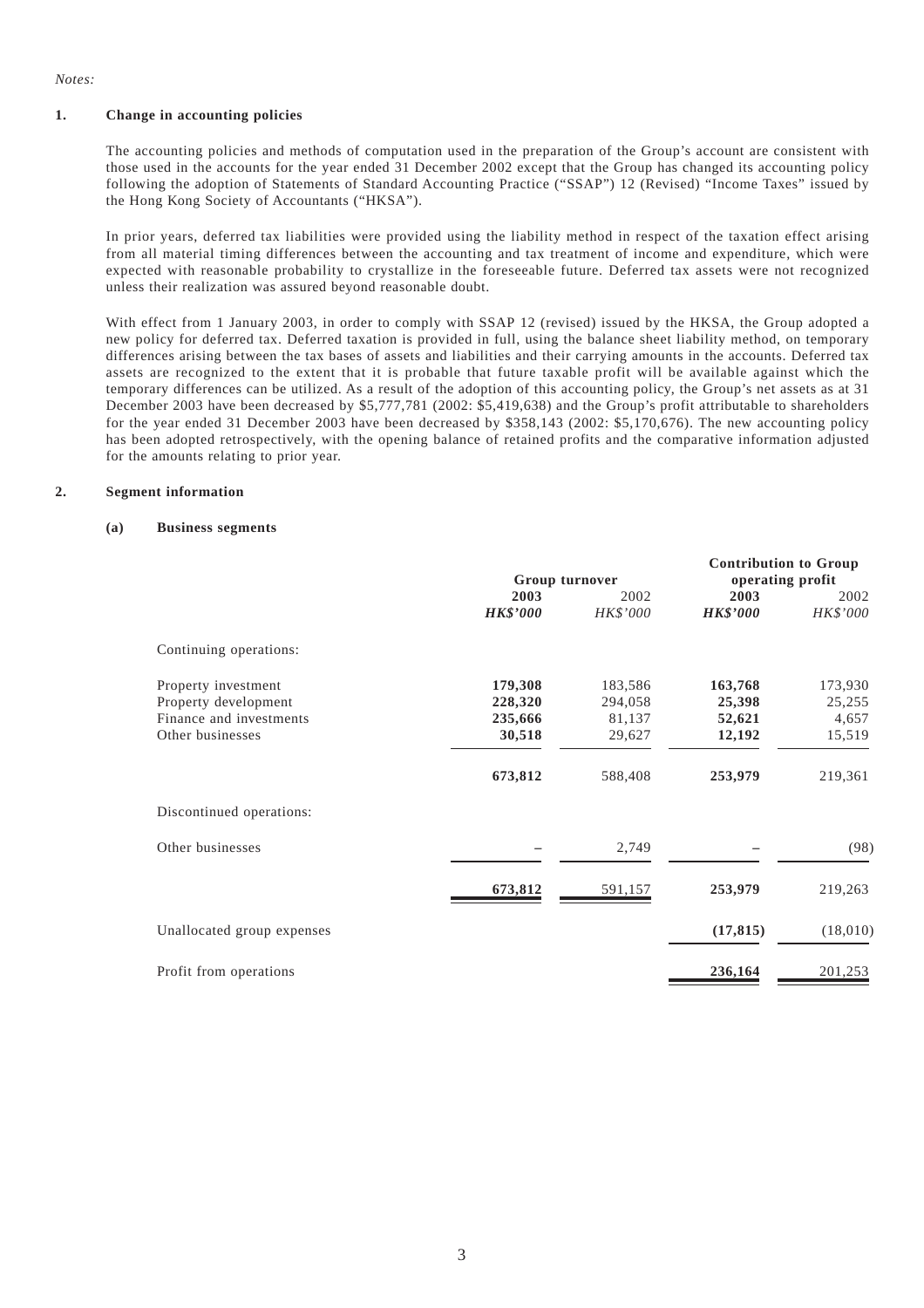*Notes:*

## 1. Change in accounting policies

The accounting policies and methods of computation used in the preparation of the Group's account are consistent with those used in the accounts for the year ended 31 December 2002 except that the Group has changed its accounting policy following the adoption of Statements of Standard Accounting Practice ("SSAP") 12 (Revised) "Income Taxes" issued by the Hong Kong Society of Accountants ("HKSA").

In prior years, deferred tax liabilities were provided using the liability method in respect of the taxation effect arising from all material timing differences between the accounting and tax treatment of income and expenditure, which were expected with reasonable probability to crystallize in the foreseeable future. Deferred tax assets were not recognized unless their realization was assured beyond reasonable doubt.

With effect from 1 January 2003, in order to comply with SSAP 12 (revised) issued by the HKSA, the Group adopted a new policy for deferred tax. Deferred taxation is provided in full, using the balance sheet liability method, on temporary differences arising between the tax bases of assets and liabilities and their carrying amounts in the accounts. Deferred tax assets are recognized to the extent that it is probable that future taxable profit will be available against which the temporary differences can be utilized. As a result of the adoption of this accounting policy, the Group's net assets as at 31 December 2003 have been decreased by $5,777,781 (2002: $5,419,638) and the Group's profit attributable to shareholders for the year ended 31 December 2003 have been decreased by $358,143 (2002: $5,170,676). The new accounting policy has been adopted retrospectively, with the opening balance of retained profits and the comparative information adjusted for the amounts relating to prior year.

## 2. Segment information

### (a) Business segments

| | Group turnover | | Contribution to Group operating profit | |
|---|---|---|---|---|
| | **2003** | 2002 | **2003** | 2002 |
| | ***HK$'000*** | *HK$'000* | ***HK$'000*** | *HK$'000* |
| Continuing operations: | | | | |
| Property investment | **179,308** | 183,586 | **163,768** | 173,930 |
| Property development | **228,320** | 294,058 | **25,398** | 25,255 |
| Finance and investments | **235,666** | 81,137 | **52,621** | 4,657 |
| Other businesses | **30,518** | 29,627 | **12,192** | 15,519 |
| | **673,812** | 588,408 | **253,979** | 219,361 |
| Discontinued operations: | | | | |
| Other businesses | **–** | 2,749 | **–** | (98) |
| | **673,812** | 591,157 | **253,979** | 219,263 |
| Unallocated group expenses | | | **(17,815)** | (18,010) |
| Profit from operations | | | **236,164** | 201,253 |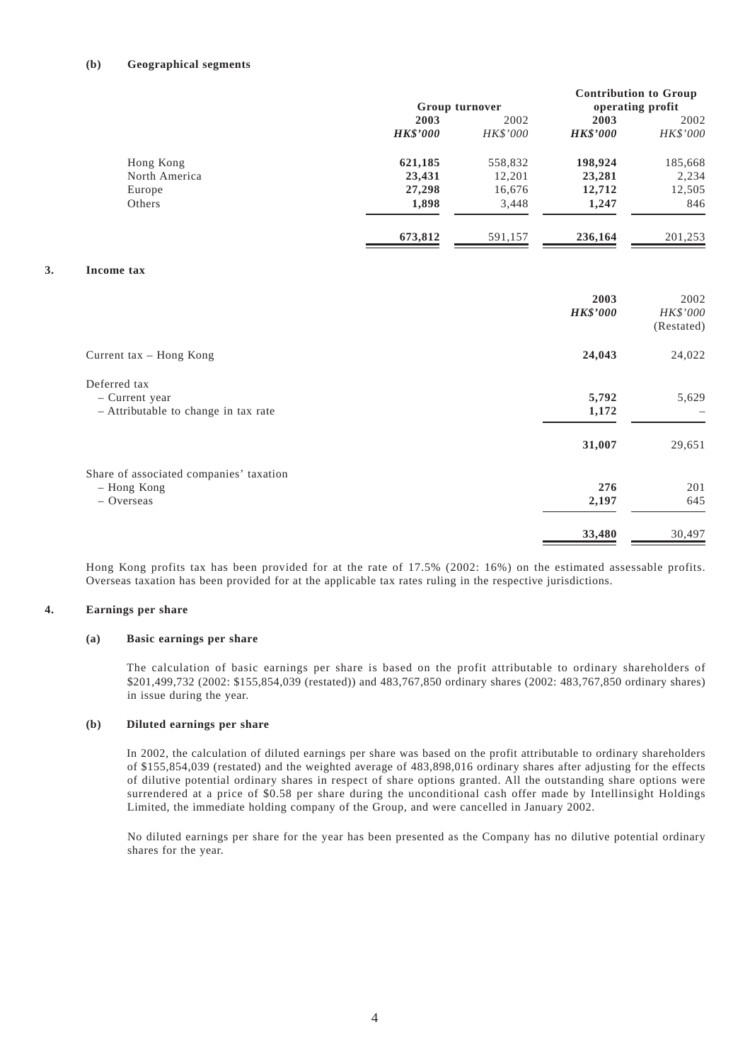**(b) Geographical segments**

| | Group turnover | | Contribution to Group operating profit | |
|---|---|---|---|---|
| | **2003** | 2002 | **2003** | 2002 |
| | ***HK$'000*** | *HK$'000* | ***HK$'000*** | *HK$'000* |
| Hong Kong | **621,185** | 558,832 | **198,924** | 185,668 |
| North America | **23,431** | 12,201 | **23,281** | 2,234 |
| Europe | **27,298** | 16,676 | **12,712** | 12,505 |
| Others | **1,898** | 3,448 | **1,247** | 846 |
| | **673,812** | 591,157 | **236,164** | 201,253 |

## 3. Income tax

| | **2003** | 2002 |
|---|---|---|
| | ***HK$'000*** | *HK$'000* |
| | | (Restated) |
| Current tax – Hong Kong | **24,043** | 24,022 |
| Deferred tax | | |
| – Current year | **5,792** | 5,629 |
| – Attributable to change in tax rate | **1,172** | – |
| | **31,007** | 29,651 |
| Share of associated companies' taxation | | |
| – Hong Kong | **276** | 201 |
| – Overseas | **2,197** | 645 |
| | **33,480** | 30,497 |

Hong Kong profits tax has been provided for at the rate of 17.5% (2002: 16%) on the estimated assessable profits. Overseas taxation has been provided for at the applicable tax rates ruling in the respective jurisdictions.

## 4. Earnings per share

### (a) Basic earnings per share

The calculation of basic earnings per share is based on the profit attributable to ordinary shareholders of $201,499,732 (2002: $155,854,039 (restated)) and 483,767,850 ordinary shares (2002: 483,767,850 ordinary shares) in issue during the year.

### (b) Diluted earnings per share

In 2002, the calculation of diluted earnings per share was based on the profit attributable to ordinary shareholders of $155,854,039 (restated) and the weighted average of 483,898,016 ordinary shares after adjusting for the effects of dilutive potential ordinary shares in respect of share options granted. All the outstanding share options were surrendered at a price of $0.58 per share during the unconditional cash offer made by Intellinsight Holdings Limited, the immediate holding company of the Group, and were cancelled in January 2002.

No diluted earnings per share for the year has been presented as the Company has no dilutive potential ordinary shares for the year.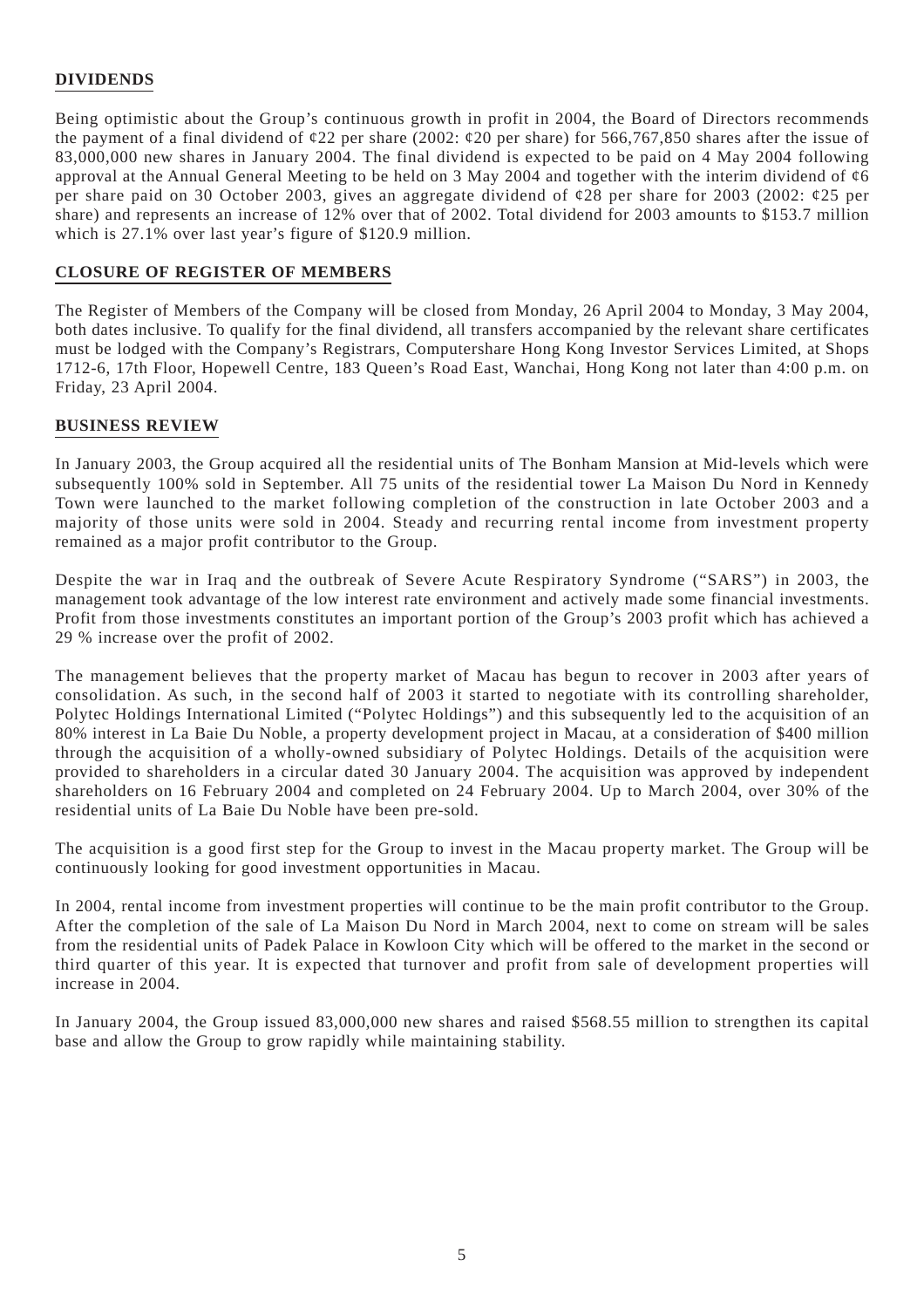## DIVIDENDS

Being optimistic about the Group's continuous growth in profit in 2004, the Board of Directors recommends the payment of a final dividend of ¢22 per share (2002: ¢20 per share) for 566,767,850 shares after the issue of 83,000,000 new shares in January 2004. The final dividend is expected to be paid on 4 May 2004 following approval at the Annual General Meeting to be held on 3 May 2004 and together with the interim dividend of ¢6 per share paid on 30 October 2003, gives an aggregate dividend of ¢28 per share for 2003 (2002: ¢25 per share) and represents an increase of 12% over that of 2002. Total dividend for 2003 amounts to $153.7 million which is 27.1% over last year's figure of $120.9 million.

## CLOSURE OF REGISTER OF MEMBERS

The Register of Members of the Company will be closed from Monday, 26 April 2004 to Monday, 3 May 2004, both dates inclusive. To qualify for the final dividend, all transfers accompanied by the relevant share certificates must be lodged with the Company's Registrars, Computershare Hong Kong Investor Services Limited, at Shops 1712-6, 17th Floor, Hopewell Centre, 183 Queen's Road East, Wanchai, Hong Kong not later than 4:00 p.m. on Friday, 23 April 2004.

## BUSINESS REVIEW

In January 2003, the Group acquired all the residential units of The Bonham Mansion at Mid-levels which were subsequently 100% sold in September. All 75 units of the residential tower La Maison Du Nord in Kennedy Town were launched to the market following completion of the construction in late October 2003 and a majority of those units were sold in 2004. Steady and recurring rental income from investment property remained as a major profit contributor to the Group.

Despite the war in Iraq and the outbreak of Severe Acute Respiratory Syndrome ("SARS") in 2003, the management took advantage of the low interest rate environment and actively made some financial investments. Profit from those investments constitutes an important portion of the Group's 2003 profit which has achieved a 29 % increase over the profit of 2002.

The management believes that the property market of Macau has begun to recover in 2003 after years of consolidation. As such, in the second half of 2003 it started to negotiate with its controlling shareholder, Polytec Holdings International Limited ("Polytec Holdings") and this subsequently led to the acquisition of an 80% interest in La Baie Du Noble, a property development project in Macau, at a consideration of $400 million through the acquisition of a wholly-owned subsidiary of Polytec Holdings. Details of the acquisition were provided to shareholders in a circular dated 30 January 2004. The acquisition was approved by independent shareholders on 16 February 2004 and completed on 24 February 2004. Up to March 2004, over 30% of the residential units of La Baie Du Noble have been pre-sold.

The acquisition is a good first step for the Group to invest in the Macau property market. The Group will be continuously looking for good investment opportunities in Macau.

In 2004, rental income from investment properties will continue to be the main profit contributor to the Group. After the completion of the sale of La Maison Du Nord in March 2004, next to come on stream will be sales from the residential units of Padek Palace in Kowloon City which will be offered to the market in the second or third quarter of this year. It is expected that turnover and profit from sale of development properties will increase in 2004.

In January 2004, the Group issued 83,000,000 new shares and raised $568.55 million to strengthen its capital base and allow the Group to grow rapidly while maintaining stability.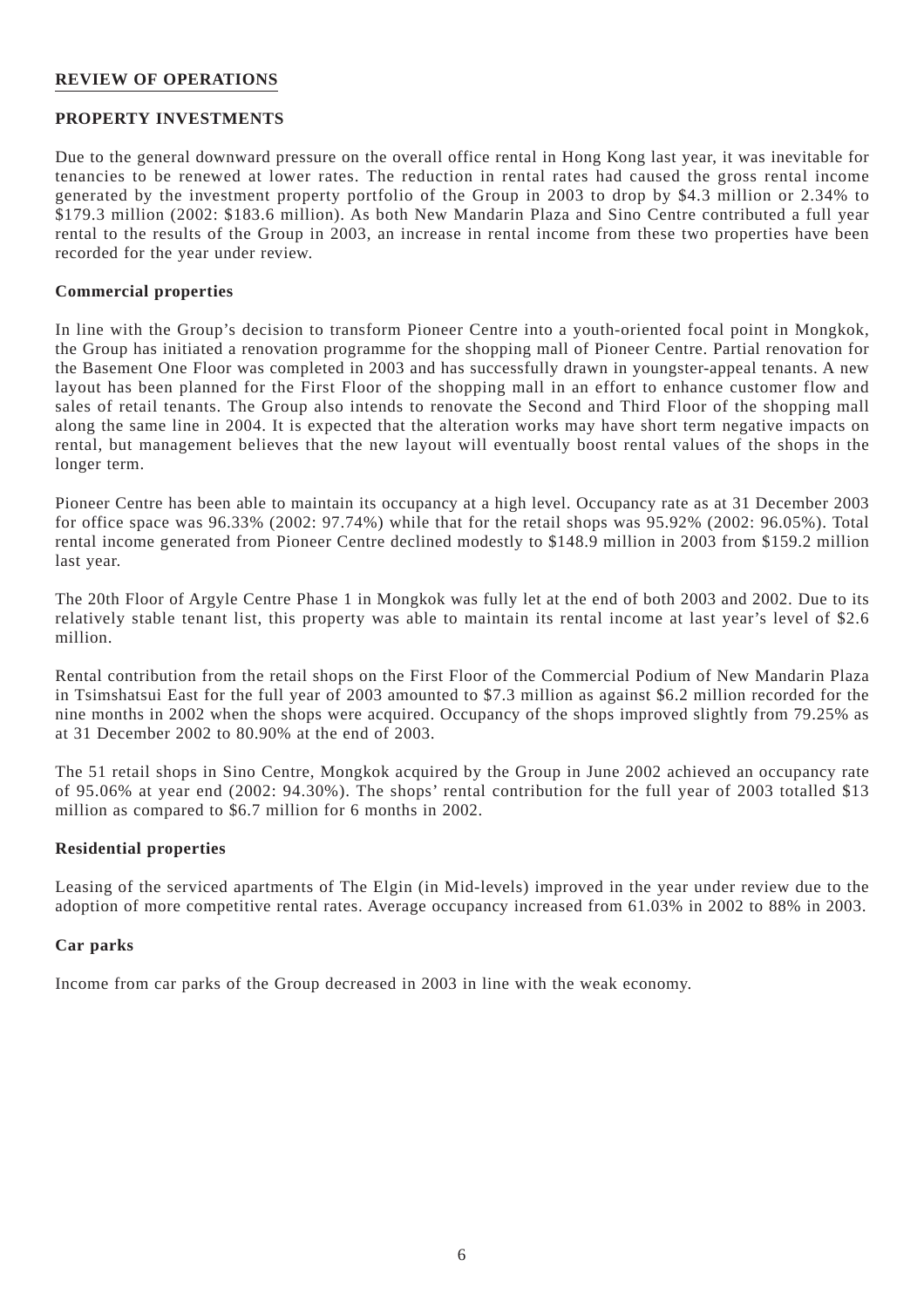## REVIEW OF OPERATIONS

### PROPERTY INVESTMENTS

Due to the general downward pressure on the overall office rental in Hong Kong last year, it was inevitable for tenancies to be renewed at lower rates. The reduction in rental rates had caused the gross rental income generated by the investment property portfolio of the Group in 2003 to drop by $4.3 million or 2.34% to $179.3 million (2002: $183.6 million). As both New Mandarin Plaza and Sino Centre contributed a full year rental to the results of the Group in 2003, an increase in rental income from these two properties have been recorded for the year under review.

#### Commercial properties

In line with the Group's decision to transform Pioneer Centre into a youth-oriented focal point in Mongkok, the Group has initiated a renovation programme for the shopping mall of Pioneer Centre. Partial renovation for the Basement One Floor was completed in 2003 and has successfully drawn in youngster-appeal tenants. A new layout has been planned for the First Floor of the shopping mall in an effort to enhance customer flow and sales of retail tenants. The Group also intends to renovate the Second and Third Floor of the shopping mall along the same line in 2004. It is expected that the alteration works may have short term negative impacts on rental, but management believes that the new layout will eventually boost rental values of the shops in the longer term.

Pioneer Centre has been able to maintain its occupancy at a high level. Occupancy rate as at 31 December 2003 for office space was 96.33% (2002: 97.74%) while that for the retail shops was 95.92% (2002: 96.05%). Total rental income generated from Pioneer Centre declined modestly to $148.9 million in 2003 from $159.2 million last year.

The 20th Floor of Argyle Centre Phase 1 in Mongkok was fully let at the end of both 2003 and 2002. Due to its relatively stable tenant list, this property was able to maintain its rental income at last year's level of $2.6 million.

Rental contribution from the retail shops on the First Floor of the Commercial Podium of New Mandarin Plaza in Tsimshatsui East for the full year of 2003 amounted to $7.3 million as against $6.2 million recorded for the nine months in 2002 when the shops were acquired. Occupancy of the shops improved slightly from 79.25% as at 31 December 2002 to 80.90% at the end of 2003.

The 51 retail shops in Sino Centre, Mongkok acquired by the Group in June 2002 achieved an occupancy rate of 95.06% at year end (2002: 94.30%). The shops' rental contribution for the full year of 2003 totalled $13 million as compared to $6.7 million for 6 months in 2002.

#### Residential properties

Leasing of the serviced apartments of The Elgin (in Mid-levels) improved in the year under review due to the adoption of more competitive rental rates. Average occupancy increased from 61.03% in 2002 to 88% in 2003.

#### Car parks

Income from car parks of the Group decreased in 2003 in line with the weak economy.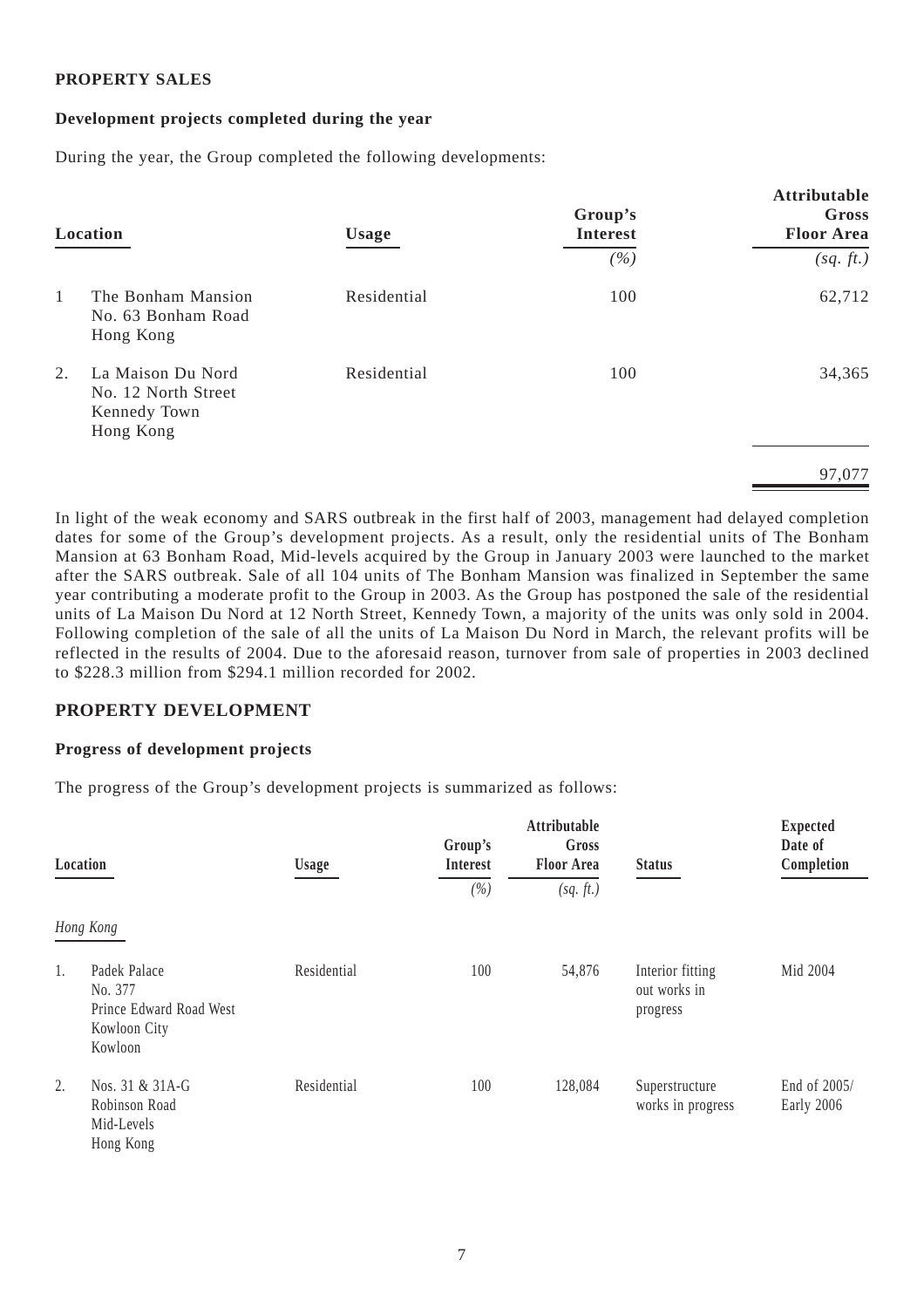## PROPERTY SALES

### Development projects completed during the year

During the year, the Group completed the following developments:

| | Location | Usage | Group's Interest | Attributable Gross Floor Area |
|---|---|---|---|---|
| | | | *(%)* | *(sq. ft.)* |
| 1 | The Bonham Mansion No. 63 Bonham Road Hong Kong | Residential | 100 | 62,712 |
| 2. | La Maison Du Nord No. 12 North Street Kennedy Town Hong Kong | Residential | 100 | 34,365 |
| | | | | 97,077 |

In light of the weak economy and SARS outbreak in the first half of 2003, management had delayed completion dates for some of the Group's development projects. As a result, only the residential units of The Bonham Mansion at 63 Bonham Road, Mid-levels acquired by the Group in January 2003 were launched to the market after the SARS outbreak. Sale of all 104 units of The Bonham Mansion was finalized in September the same year contributing a moderate profit to the Group in 2003. As the Group has postponed the sale of the residential units of La Maison Du Nord at 12 North Street, Kennedy Town, a majority of the units was only sold in 2004. Following completion of the sale of all the units of La Maison Du Nord in March, the relevant profits will be reflected in the results of 2004. Due to the aforesaid reason, turnover from sale of properties in 2003 declined to $228.3 million from $294.1 million recorded for 2002.

## PROPERTY DEVELOPMENT

### Progress of development projects

The progress of the Group's development projects is summarized as follows:

| | Location | Usage | Group's Interest | Attributable Gross Floor Area | Status | Expected Date of Completion |
|---|---|---|---|---|---|---|
| | | | *(%)* | *(sq. ft.)* | | |
| | *Hong Kong* | | | | | |
| 1. | Padek Palace No. 377 Prince Edward Road West Kowloon City Kowloon | Residential | 100 | 54,876 | Interior fitting out works in progress | Mid 2004 |
| 2. | Nos. 31 & 31A-G Robinson Road Mid-Levels Hong Kong | Residential | 100 | 128,084 | Superstructure works in progress | End of 2005/ Early 2006 |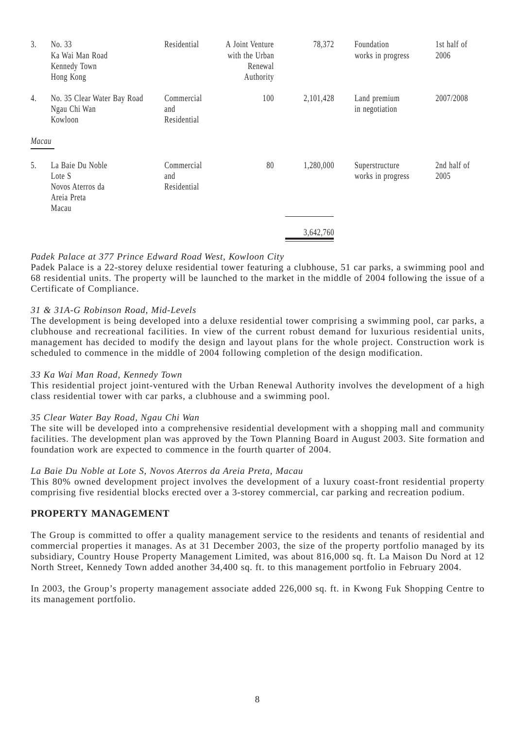| | | | | | | |
|---|---|---|---|---|---|---|
| 3. | No. 33 Ka Wai Man Road Kennedy Town Hong Kong | Residential | A Joint Venture with the Urban Renewal Authority | 78,372 | Foundation works in progress | 1st half of 2006 |
| 4. | No. 35 Clear Water Bay Road Ngau Chi Wan Kowloon | Commercial and Residential | 100 | 2,101,428 | Land premium in negotiation | 2007/2008 |
| *Macau* | | | | | | |
| 5. | La Baie Du Noble Lote S Novos Aterros da Areia Preta Macau | Commercial and Residential | 80 | 1,280,000 | Superstructure works in progress | 2nd half of 2005 |
| | | | | 3,642,760 | | |

*Padek Palace at 377 Prince Edward Road West, Kowloon City*
Padek Palace is a 22-storey deluxe residential tower featuring a clubhouse, 51 car parks, a swimming pool and 68 residential units. The property will be launched to the market in the middle of 2004 following the issue of a Certificate of Compliance.

*31 & 31A-G Robinson Road, Mid-Levels*
The development is being developed into a deluxe residential tower comprising a swimming pool, car parks, a clubhouse and recreational facilities. In view of the current robust demand for luxurious residential units, management has decided to modify the design and layout plans for the whole project. Construction work is scheduled to commence in the middle of 2004 following completion of the design modification.

*33 Ka Wai Man Road, Kennedy Town*
This residential project joint-ventured with the Urban Renewal Authority involves the development of a high class residential tower with car parks, a clubhouse and a swimming pool.

*35 Clear Water Bay Road, Ngau Chi Wan*
The site will be developed into a comprehensive residential development with a shopping mall and community facilities. The development plan was approved by the Town Planning Board in August 2003. Site formation and foundation work are expected to commence in the fourth quarter of 2004.

*La Baie Du Noble at Lote S, Novos Aterros da Areia Preta, Macau*
This 80% owned development project involves the development of a luxury coast-front residential property comprising five residential blocks erected over a 3-storey commercial, car parking and recreation podium.

## PROPERTY MANAGEMENT

The Group is committed to offer a quality management service to the residents and tenants of residential and commercial properties it manages. As at 31 December 2003, the size of the property portfolio managed by its subsidiary, Country House Property Management Limited, was about 816,000 sq. ft. La Maison Du Nord at 12 North Street, Kennedy Town added another 34,400 sq. ft. to this management portfolio in February 2004.

In 2003, the Group's property management associate added 226,000 sq. ft. in Kwong Fuk Shopping Centre to its management portfolio.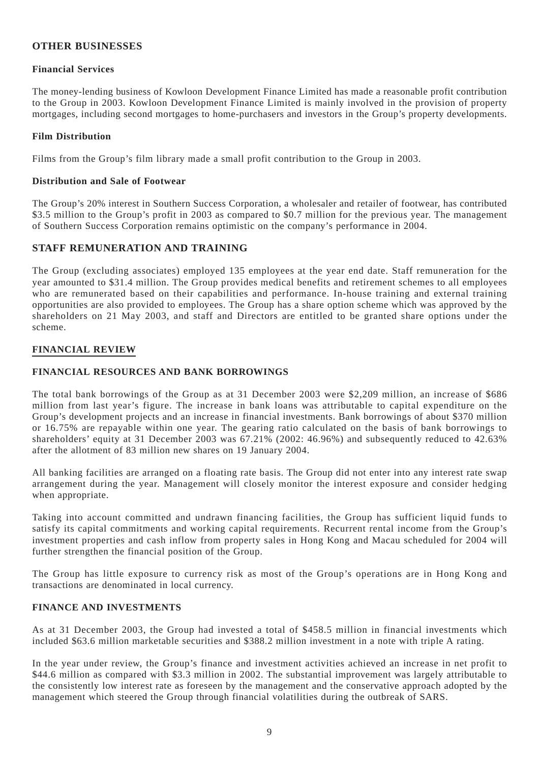## OTHER BUSINESSES

### Financial Services

The money-lending business of Kowloon Development Finance Limited has made a reasonable profit contribution to the Group in 2003. Kowloon Development Finance Limited is mainly involved in the provision of property mortgages, including second mortgages to home-purchasers and investors in the Group's property developments.

### Film Distribution

Films from the Group's film library made a small profit contribution to the Group in 2003.

### Distribution and Sale of Footwear

The Group's 20% interest in Southern Success Corporation, a wholesaler and retailer of footwear, has contributed \$3.5 million to the Group's profit in 2003 as compared to \$0.7 million for the previous year. The management of Southern Success Corporation remains optimistic on the company's performance in 2004.

## STAFF REMUNERATION AND TRAINING

The Group (excluding associates) employed 135 employees at the year end date. Staff remuneration for the year amounted to \$31.4 million. The Group provides medical benefits and retirement schemes to all employees who are remunerated based on their capabilities and performance. In-house training and external training opportunities are also provided to employees. The Group has a share option scheme which was approved by the shareholders on 21 May 2003, and staff and Directors are entitled to be granted share options under the scheme.

## FINANCIAL REVIEW

### FINANCIAL RESOURCES AND BANK BORROWINGS

The total bank borrowings of the Group as at 31 December 2003 were \$2,209 million, an increase of \$686 million from last year's figure. The increase in bank loans was attributable to capital expenditure on the Group's development projects and an increase in financial investments. Bank borrowings of about \$370 million or 16.75% are repayable within one year. The gearing ratio calculated on the basis of bank borrowings to shareholders' equity at 31 December 2003 was 67.21% (2002: 46.96%) and subsequently reduced to 42.63% after the allotment of 83 million new shares on 19 January 2004.

All banking facilities are arranged on a floating rate basis. The Group did not enter into any interest rate swap arrangement during the year. Management will closely monitor the interest exposure and consider hedging when appropriate.

Taking into account committed and undrawn financing facilities, the Group has sufficient liquid funds to satisfy its capital commitments and working capital requirements. Recurrent rental income from the Group's investment properties and cash inflow from property sales in Hong Kong and Macau scheduled for 2004 will further strengthen the financial position of the Group.

The Group has little exposure to currency risk as most of the Group's operations are in Hong Kong and transactions are denominated in local currency.

### FINANCE AND INVESTMENTS

As at 31 December 2003, the Group had invested a total of \$458.5 million in financial investments which included \$63.6 million marketable securities and \$388.2 million investment in a note with triple A rating.

In the year under review, the Group's finance and investment activities achieved an increase in net profit to \$44.6 million as compared with \$3.3 million in 2002. The substantial improvement was largely attributable to the consistently low interest rate as foreseen by the management and the conservative approach adopted by the management which steered the Group through financial volatilities during the outbreak of SARS.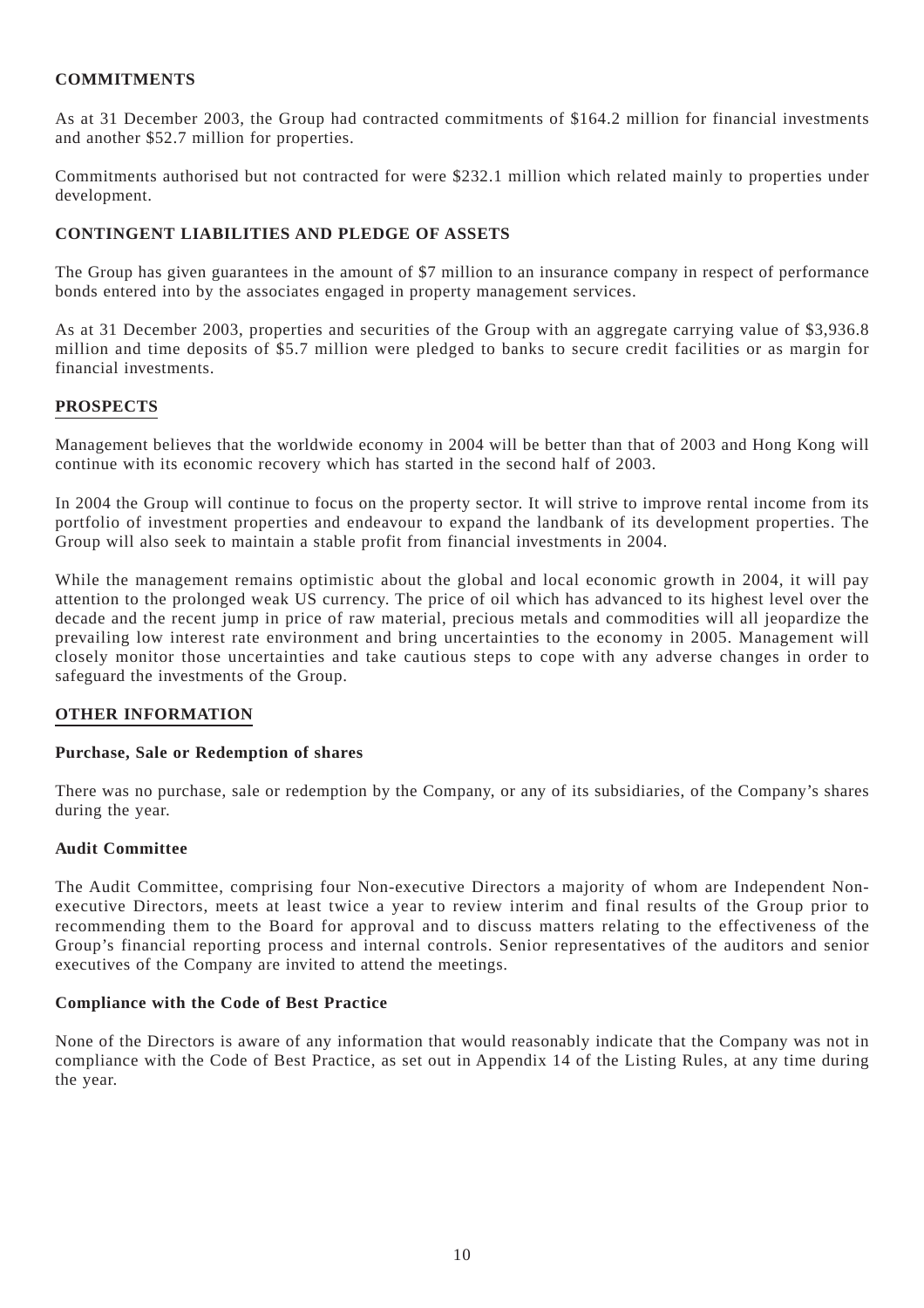## COMMITMENTS

As at 31 December 2003, the Group had contracted commitments of $164.2 million for financial investments and another $52.7 million for properties.

Commitments authorised but not contracted for were $232.1 million which related mainly to properties under development.

## CONTINGENT LIABILITIES AND PLEDGE OF ASSETS

The Group has given guarantees in the amount of $7 million to an insurance company in respect of performance bonds entered into by the associates engaged in property management services.

As at 31 December 2003, properties and securities of the Group with an aggregate carrying value of $3,936.8 million and time deposits of $5.7 million were pledged to banks to secure credit facilities or as margin for financial investments.

## PROSPECTS

Management believes that the worldwide economy in 2004 will be better than that of 2003 and Hong Kong will continue with its economic recovery which has started in the second half of 2003.

In 2004 the Group will continue to focus on the property sector. It will strive to improve rental income from its portfolio of investment properties and endeavour to expand the landbank of its development properties. The Group will also seek to maintain a stable profit from financial investments in 2004.

While the management remains optimistic about the global and local economic growth in 2004, it will pay attention to the prolonged weak US currency. The price of oil which has advanced to its highest level over the decade and the recent jump in price of raw material, precious metals and commodities will all jeopardize the prevailing low interest rate environment and bring uncertainties to the economy in 2005. Management will closely monitor those uncertainties and take cautious steps to cope with any adverse changes in order to safeguard the investments of the Group.

## OTHER INFORMATION

### Purchase, Sale or Redemption of shares

There was no purchase, sale or redemption by the Company, or any of its subsidiaries, of the Company's shares during the year.

### Audit Committee

The Audit Committee, comprising four Non-executive Directors a majority of whom are Independent Non-executive Directors, meets at least twice a year to review interim and final results of the Group prior to recommending them to the Board for approval and to discuss matters relating to the effectiveness of the Group's financial reporting process and internal controls. Senior representatives of the auditors and senior executives of the Company are invited to attend the meetings.

### Compliance with the Code of Best Practice

None of the Directors is aware of any information that would reasonably indicate that the Company was not in compliance with the Code of Best Practice, as set out in Appendix 14 of the Listing Rules, at any time during the year.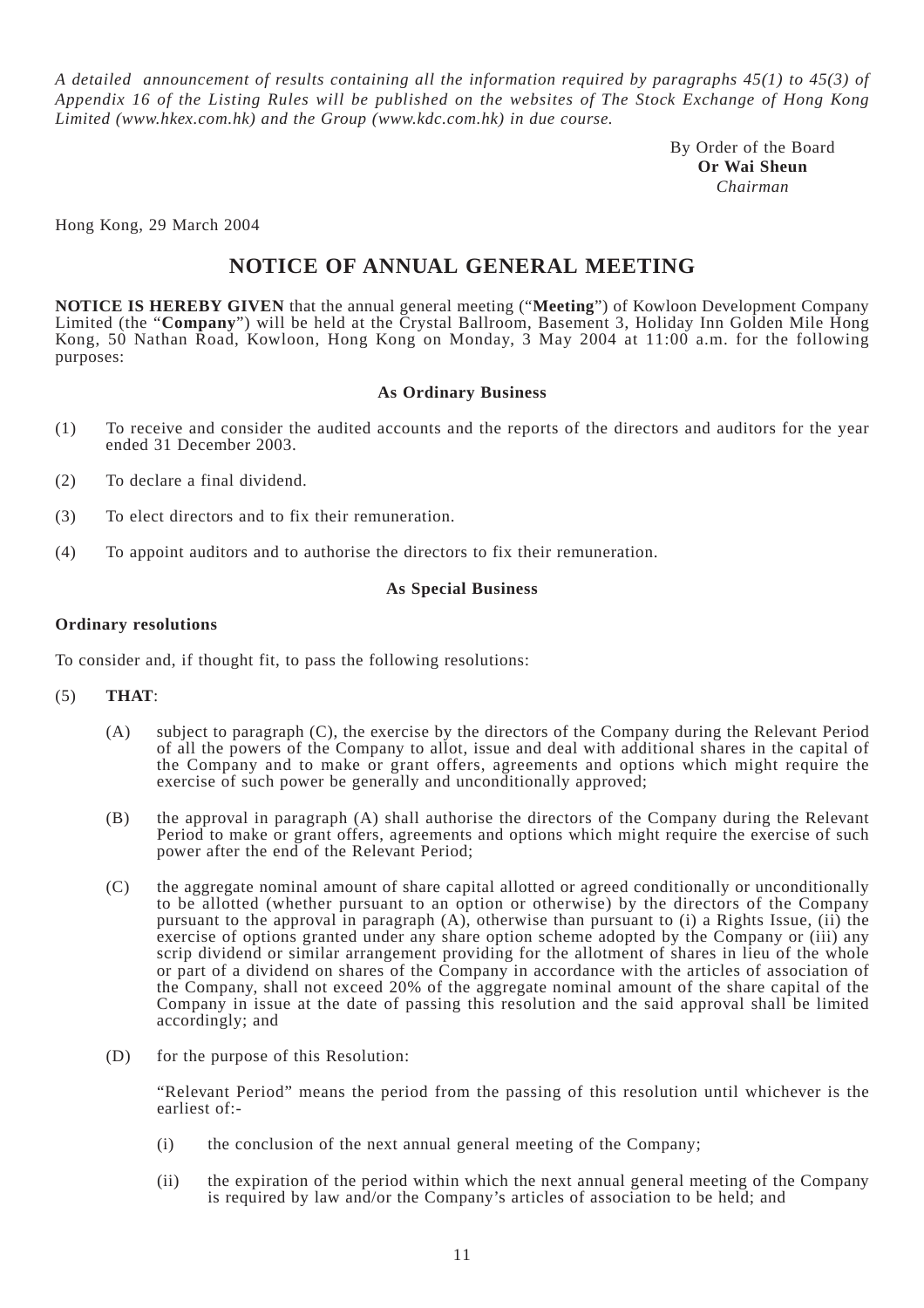*A detailed announcement of results containing all the information required by paragraphs 45(1) to 45(3) of Appendix 16 of the Listing Rules will be published on the websites of The Stock Exchange of Hong Kong Limited (www.hkex.com.hk) and the Group (www.kdc.com.hk) in due course.*

By Order of the Board
**Or Wai Sheun**
*Chairman*

Hong Kong, 29 March 2004

# NOTICE OF ANNUAL GENERAL MEETING

**NOTICE IS HEREBY GIVEN** that the annual general meeting ("**Meeting**") of Kowloon Development Company Limited (the "**Company**") will be held at the Crystal Ballroom, Basement 3, Holiday Inn Golden Mile Hong Kong, 50 Nathan Road, Kowloon, Hong Kong on Monday, 3 May 2004 at 11:00 a.m. for the following purposes:

**As Ordinary Business**

(1) To receive and consider the audited accounts and the reports of the directors and auditors for the year ended 31 December 2003.

(2) To declare a final dividend.

(3) To elect directors and to fix their remuneration.

(4) To appoint auditors and to authorise the directors to fix their remuneration.

**As Special Business**

**Ordinary resolutions**

To consider and, if thought fit, to pass the following resolutions:

(5) **THAT**:

(A) subject to paragraph (C), the exercise by the directors of the Company during the Relevant Period of all the powers of the Company to allot, issue and deal with additional shares in the capital of the Company and to make or grant offers, agreements and options which might require the exercise of such power be generally and unconditionally approved;

(B) the approval in paragraph (A) shall authorise the directors of the Company during the Relevant Period to make or grant offers, agreements and options which might require the exercise of such power after the end of the Relevant Period;

(C) the aggregate nominal amount of share capital allotted or agreed conditionally or unconditionally to be allotted (whether pursuant to an option or otherwise) by the directors of the Company pursuant to the approval in paragraph (A), otherwise than pursuant to (i) a Rights Issue, (ii) the exercise of options granted under any share option scheme adopted by the Company or (iii) any scrip dividend or similar arrangement providing for the allotment of shares in lieu of the whole or part of a dividend on shares of the Company in accordance with the articles of association of the Company, shall not exceed 20% of the aggregate nominal amount of the share capital of the Company in issue at the date of passing this resolution and the said approval shall be limited accordingly; and

(D) for the purpose of this Resolution:

"Relevant Period" means the period from the passing of this resolution until whichever is the earliest of:-

(i) the conclusion of the next annual general meeting of the Company;

(ii) the expiration of the period within which the next annual general meeting of the Company is required by law and/or the Company's articles of association to be held; and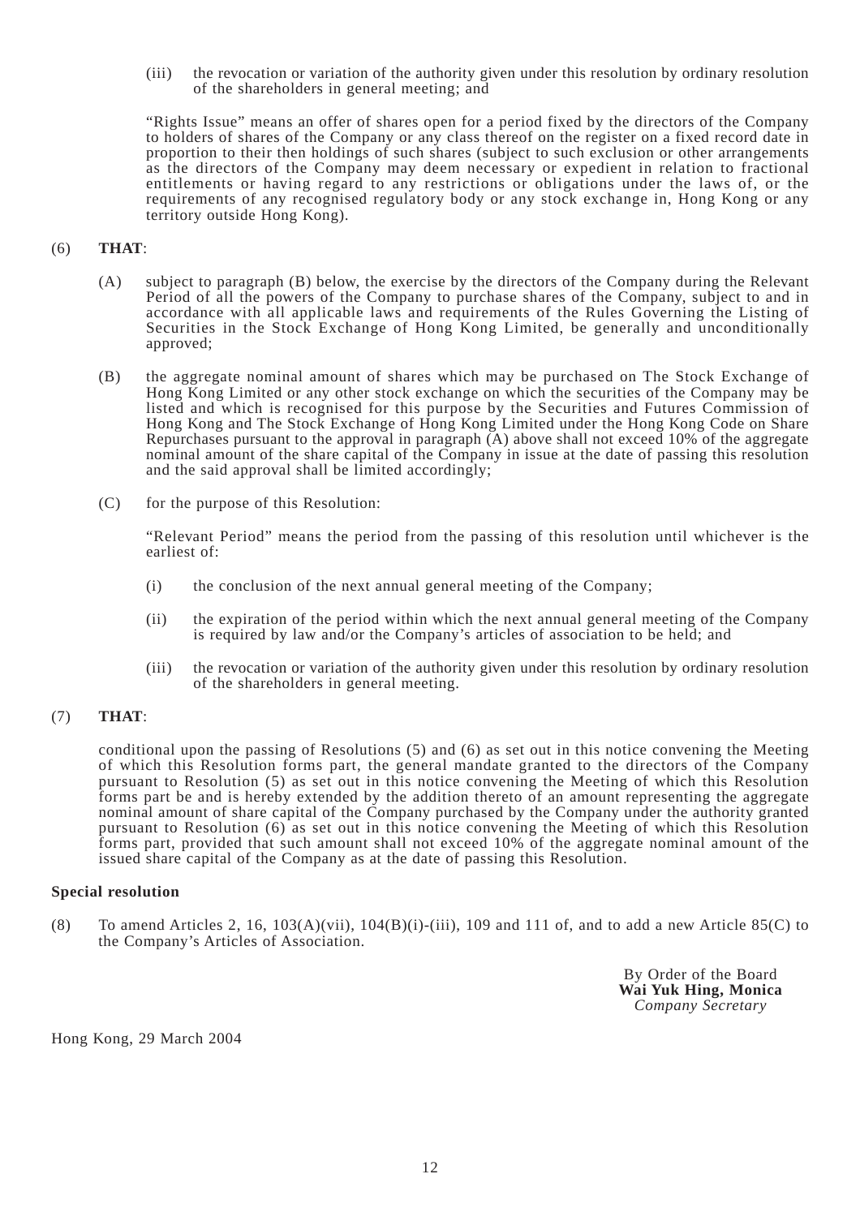(iii) the revocation or variation of the authority given under this resolution by ordinary resolution of the shareholders in general meeting; and

"Rights Issue" means an offer of shares open for a period fixed by the directors of the Company to holders of shares of the Company or any class thereof on the register on a fixed record date in proportion to their then holdings of such shares (subject to such exclusion or other arrangements as the directors of the Company may deem necessary or expedient in relation to fractional entitlements or having regard to any restrictions or obligations under the laws of, or the requirements of any recognised regulatory body or any stock exchange in, Hong Kong or any territory outside Hong Kong).

(6) **THAT**:

(A) subject to paragraph (B) below, the exercise by the directors of the Company during the Relevant Period of all the powers of the Company to purchase shares of the Company, subject to and in accordance with all applicable laws and requirements of the Rules Governing the Listing of Securities in the Stock Exchange of Hong Kong Limited, be generally and unconditionally approved;

(B) the aggregate nominal amount of shares which may be purchased on The Stock Exchange of Hong Kong Limited or any other stock exchange on which the securities of the Company may be listed and which is recognised for this purpose by the Securities and Futures Commission of Hong Kong and The Stock Exchange of Hong Kong Limited under the Hong Kong Code on Share Repurchases pursuant to the approval in paragraph (A) above shall not exceed 10% of the aggregate nominal amount of the share capital of the Company in issue at the date of passing this resolution and the said approval shall be limited accordingly;

(C) for the purpose of this Resolution:

"Relevant Period" means the period from the passing of this resolution until whichever is the earliest of:

(i) the conclusion of the next annual general meeting of the Company;

(ii) the expiration of the period within which the next annual general meeting of the Company is required by law and/or the Company's articles of association to be held; and

(iii) the revocation or variation of the authority given under this resolution by ordinary resolution of the shareholders in general meeting.

(7) **THAT**:

conditional upon the passing of Resolutions (5) and (6) as set out in this notice convening the Meeting of which this Resolution forms part, the general mandate granted to the directors of the Company pursuant to Resolution (5) as set out in this notice convening the Meeting of which this Resolution forms part be and is hereby extended by the addition thereto of an amount representing the aggregate nominal amount of share capital of the Company purchased by the Company under the authority granted pursuant to Resolution (6) as set out in this notice convening the Meeting of which this Resolution forms part, provided that such amount shall not exceed 10% of the aggregate nominal amount of the issued share capital of the Company as at the date of passing this Resolution.

**Special resolution**

(8) To amend Articles 2, 16, 103(A)(vii), 104(B)(i)-(iii), 109 and 111 of, and to add a new Article 85(C) to the Company's Articles of Association.

By Order of the Board
**Wai Yuk Hing, Monica**
*Company Secretary*

Hong Kong, 29 March 2004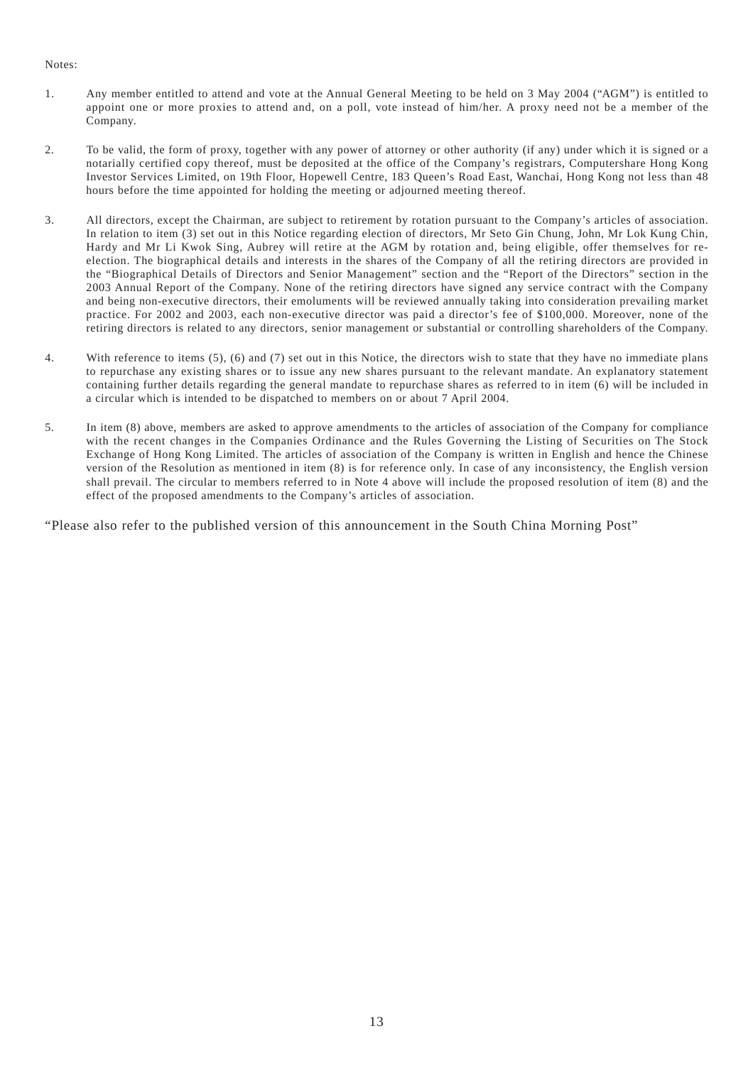Notes:

1. Any member entitled to attend and vote at the Annual General Meeting to be held on 3 May 2004 ("AGM") is entitled to appoint one or more proxies to attend and, on a poll, vote instead of him/her. A proxy need not be a member of the Company.

2. To be valid, the form of proxy, together with any power of attorney or other authority (if any) under which it is signed or a notarially certified copy thereof, must be deposited at the office of the Company's registrars, Computershare Hong Kong Investor Services Limited, on 19th Floor, Hopewell Centre, 183 Queen's Road East, Wanchai, Hong Kong not less than 48 hours before the time appointed for holding the meeting or adjourned meeting thereof.

3. All directors, except the Chairman, are subject to retirement by rotation pursuant to the Company's articles of association. In relation to item (3) set out in this Notice regarding election of directors, Mr Seto Gin Chung, John, Mr Lok Kung Chin, Hardy and Mr Li Kwok Sing, Aubrey will retire at the AGM by rotation and, being eligible, offer themselves for re-election. The biographical details and interests in the shares of the Company of all the retiring directors are provided in the "Biographical Details of Directors and Senior Management" section and the "Report of the Directors" section in the 2003 Annual Report of the Company. None of the retiring directors have signed any service contract with the Company and being non-executive directors, their emoluments will be reviewed annually taking into consideration prevailing market practice. For 2002 and 2003, each non-executive director was paid a director's fee of $100,000. Moreover, none of the retiring directors is related to any directors, senior management or substantial or controlling shareholders of the Company.

4. With reference to items (5), (6) and (7) set out in this Notice, the directors wish to state that they have no immediate plans to repurchase any existing shares or to issue any new shares pursuant to the relevant mandate. An explanatory statement containing further details regarding the general mandate to repurchase shares as referred to in item (6) will be included in a circular which is intended to be dispatched to members on or about 7 April 2004.

5. In item (8) above, members are asked to approve amendments to the articles of association of the Company for compliance with the recent changes in the Companies Ordinance and the Rules Governing the Listing of Securities on The Stock Exchange of Hong Kong Limited. The articles of association of the Company is written in English and hence the Chinese version of the Resolution as mentioned in item (8) is for reference only. In case of any inconsistency, the English version shall prevail. The circular to members referred to in Note 4 above will include the proposed resolution of item (8) and the effect of the proposed amendments to the Company's articles of association.

"Please also refer to the published version of this announcement in the South China Morning Post"